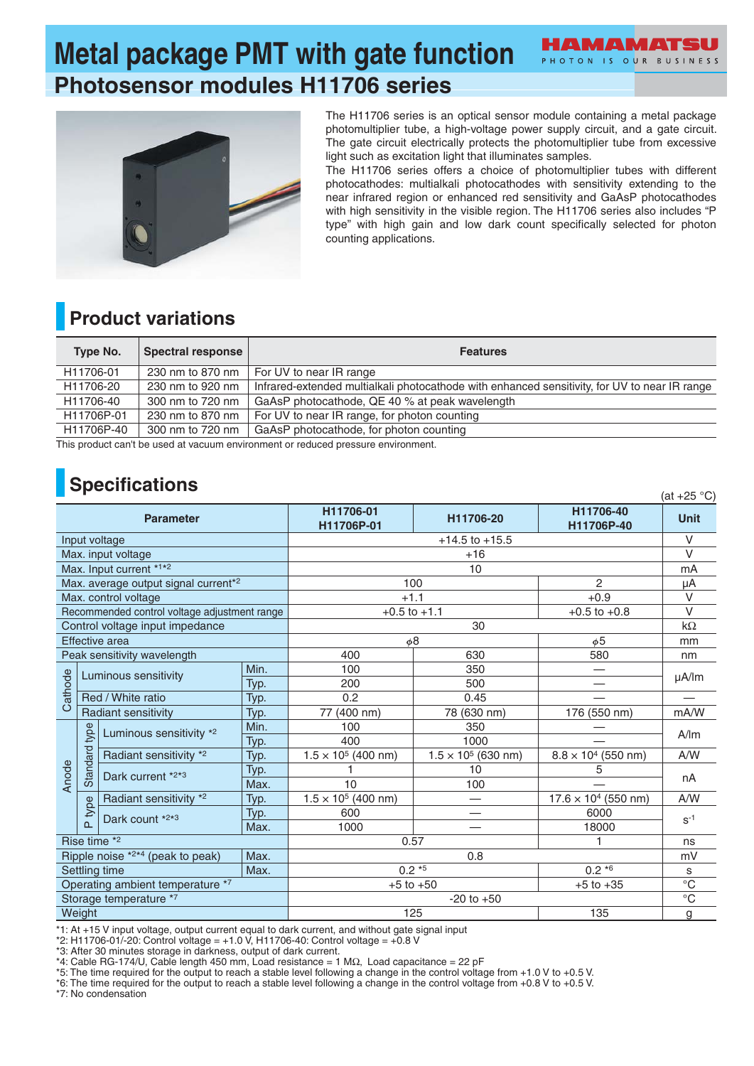# Metal package PMT with gate function

## Photosensor modules H11706 series

The H11706 series is an optical sensor module containing a metal package photomultiplier tube, a high-voltage power supply circuit, and a gate circuit. The gate circuit electrically protects the photomultiplier tube from excessive light such as excitation light that illuminates samples.

The H11706 series offers a choice of photomultiplier tubes with different photocathodes: multialkali photocathodes with sensitivity extending to the near infrared region or enhanced red sensitivity and GaAsP photocathodes with high sensitivity in the visible region. The H11706 series also includes “P type” with high gain and low dark count specifically selected for photon counting applications.

## Product variations

| Type No. | Spectral response | Features |
|---|---|---|
| H11706-01 | 230 nm to 870 nm | For UV to near IR range |
| H11706-20 | 230 nm to 920 nm | Infrared-extended multialkali photocathode with enhanced sensitivity, for UV to near IR range |
| H11706-40 | 300 nm to 720 nm | GaAsP photocathode, QE 40 % at peak wavelength |
| H11706P-01 | 230 nm to 870 nm | For UV to near IR range, for photon counting |
| H11706P-40 | 300 nm to 720 nm | GaAsP photocathode, for photon counting |

This product can't be used at vacuum environment or reduced pressure environment.

## Specifications

(at +25 °C)

| Parameter | | | | H11706-01 H11706P-01 | H11706-20 | H11706-40 H11706P-40 | Unit |
|---|---|---|---|---|---|---|---|
| Input voltage | | | | +14.5 to +15.5 | | | V |
| Max. input voltage | | | | +16 | | | V |
| Max. Input current *1*2 | | | | 10 | | | mA |
| Max. average output signal current*2 | | | | 100 | | 2 | μA |
| Max. control voltage | | | | +1.1 | | +0.9 | V |
| Recommended control voltage adjustment range | | | | +0.5 to +1.1 | | +0.5 to +0.8 | V |
| Control voltage input impedance | | | | 30 | | | kΩ |
| Effective area | | | | ϕ8 | | ϕ5 | mm |
| Peak sensitivity wavelength | | | | 400 | 630 | 580 | nm |
| Cathode | Luminous sensitivity | | Min. | 100 | 350 | — | μA/lm |
| | | | Typ. | 200 | 500 | — | |
| | Red / White ratio | | Typ. | 0.2 | 0.45 | — | — |
| | Radiant sensitivity | | Typ. | 77 (400 nm) | 78 (630 nm) | 176 (550 nm) | mA/W |
| Anode | Standard type | Luminous sensitivity *2 | Min. | 100 | 350 | — | A/lm |
| | | | Typ. | 400 | 1000 | — | |
| | | Radiant sensitivity *2 | Typ. | 1.5 × $10^5$ (400 nm) | 1.5 × $10^5$ (630 nm) | 8.8 × $10^4$ (550 nm) | A/W |
| | | Dark current *2*3 | Typ. | 1 | 10 | 5 | nA |
| | | | Max. | 10 | 100 | — | |
| | P type | Radiant sensitivity *2 | Typ. | 1.5 × $10^5$ (400 nm) | — | 17.6 × $10^4$ (550 nm) | A/W |
| | | Dark count *2*3 | Typ. | 600 | — | 6000 | $s^{-1}$ |
| | | | Max. | 1000 | — | 18000 | |
| Rise time *2 | | | | 0.57 | | 1 | ns |
| Ripple noise *2*4 (peak to peak) | | | Max. | 0.8 | | | mV |
| Settling time | | | Max. | 0.2 *5 | | 0.2 *6 | s |
| Operating ambient temperature *7 | | | | +5 to +50 | | +5 to +35 | °C |
| Storage temperature *7 | | | | -20 to +50 | | | °C |
| Weight | | | | 125 | | 135 | g |

*1: At +15 V input voltage, output current equal to dark current, and without gate signal input
*2: H11706-01/-20: Control voltage = +1.0 V, H11706-40: Control voltage = +0.8 V
*3: After 30 minutes storage in darkness, output of dark current.
*4: Cable RG-174/U, Cable length 450 mm, Load resistance = 1 MΩ, Load capacitance = 22 pF
*5: The time required for the output to reach a stable level following a change in the control voltage from +1.0 V to +0.5 V.
*6: The time required for the output to reach a stable level following a change in the control voltage from +0.8 V to +0.5 V.
*7: No condensation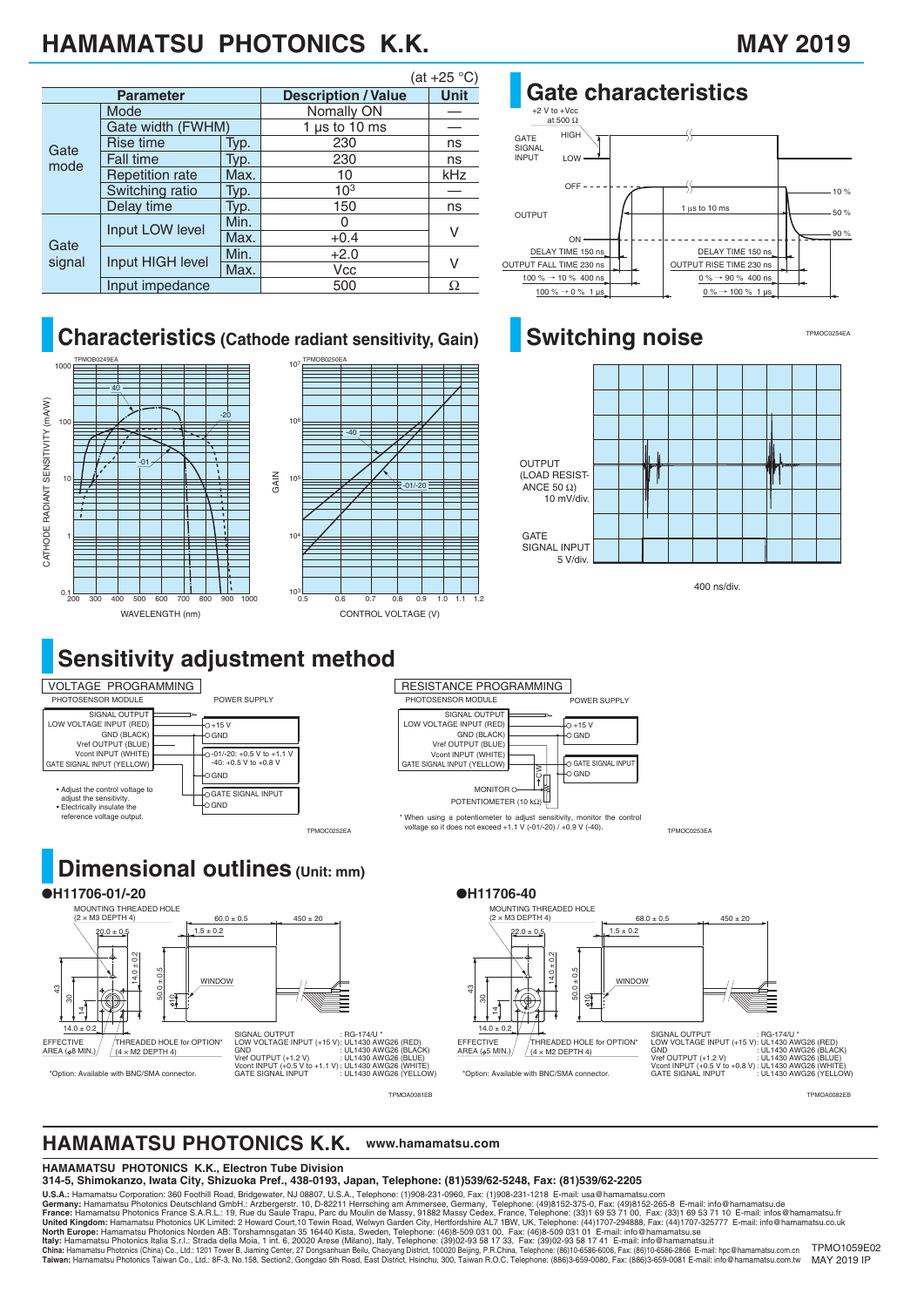(at +25 °C)

| Parameter | | | Description / Value | Unit |
|---|---|---|---|---|
| Gate mode | Mode | | Nomally ON | — |
| | Gate width (FWHM) | | 1 µs to 10 ms | — |
| | Rise time | Typ. | 230 | ns |
| | Fall time | Typ. | 230 | ns |
| | Repetition rate | Max. | 10 | kHz |
| | Switching ratio | Typ. | $10^3$ | — |
| | Delay time | Typ. | 150 | ns |
| Gate signal | Input LOW level | Min. | 0 | V |
| | | Max. | +0.4 | |
| | Input HIGH level | Min. | +2.0 | V |
| | | Max. | Vcc | |
| | Input impedance | | 500 | Ω |

## Gate characteristics

+2 V to +Vcc at 500 Ω
GATE SIGNAL INPUT
HIGH
LOW
OFF
OUTPUT
ON
1 µs to 10 ms
10 %
50 %
90 %
DELAY TIME 150 ns
OUTPUT FALL TIME 230 ns
100 % → 10 % 400 ns
100 % → 0 % 1 µs
DELAY TIME 150 ns
OUTPUT RISE TIME 230 ns
0 % → 90 % 400 ns
0 % → 100 % 1 µs

## Characteristics (Cathode radiant sensitivity, Gain)

TPMOB0249EA
CATHODE RADIANT SENSITIVITY (mA/W)
WAVELENGTH (nm)
40
-20
-01

TPMOB0250EA
GAIN
CONTROL VOLTAGE (V)
-40
-01/-20

## Switching noise

TPMOC0254EA

OUTPUT (LOAD RESISTANCE 50 Ω) 10 mV/div.
GATE SIGNAL INPUT 5 V/div.
400 ns/div.

## Sensitivity adjustment method

VOLTAGE PROGRAMMING

PHOTOSENSOR MODULE
POWER SUPPLY
SIGNAL OUTPUT
LOW VOLTAGE INPUT (RED)
GND (BLACK)
Vref OUTPUT (BLUE)
Vcont INPUT (WHITE)
GATE SIGNAL INPUT (YELLOW)
+15 V
GND
-01/-20: +0.5 V to +1.1 V
-40: +0.5 V to +0.8 V
GND
GATE SIGNAL INPUT
GND

- Adjust the control voltage to adjust the sensitivity.
- Electrically insulate the reference voltage output.

TPMOC0252EA

RESISTANCE PROGRAMMING

PHOTOSENSOR MODULE
POWER SUPPLY
SIGNAL OUTPUT
LOW VOLTAGE INPUT (RED)
GND (BLACK)
Vref OUTPUT (BLUE)
Vcont INPUT (WHITE)
GATE SIGNAL INPUT (YELLOW)
+15 V
GND
GATE SIGNAL INPUT
GND
CW
MONITOR
POTENTIOMETER (10 kΩ)

* When using a potentiometer to adjust sensitivity, monitor the control voltage so it does not exceed +1.1 V (-01/-20) / +0.9 V (-40).

TPMOC0253EA

## Dimensional outlines (Unit: mm)

### ●H11706-01/-20

MOUNTING THREADED HOLE (2 × M3 DEPTH 4)
60.0 ± 0.5
450 ± 20
20.0 ± 0.5
1.5 ± 0.2
14.0 ± 0.2
50.0 ± 0.5
WINDOW
EFFECTIVE AREA (φ8 MIN.)
THREADED HOLE for OPTION* (4 × M2 DEPTH 4)

SIGNAL OUTPUT : RG-174/U *
LOW VOLTAGE INPUT (+15 V): UL1430 AWG26 (RED)
GND : UL1430 AWG26 (BLACK)
Vref OUTPUT (+1.2 V) : UL1430 AWG26 (BLUE)
Vcont INPUT (+0.5 V to +1.1 V) : UL1430 AWG26 (WHITE)
GATE SIGNAL INPUT : UL1430 AWG26 (YELLOW)

*Option: Available with BNC/SMA connector.

TPMOA0081EB

### ●H11706-40

MOUNTING THREADED HOLE (2 × M3 DEPTH 4)
68.0 ± 0.5
450 ± 20
22.0 ± 0.5
1.5 ± 0.2
14.0 ± 0.2
50.0 ± 0.5
WINDOW
EFFECTIVE AREA (φ5 MIN.)
THREADED HOLE for OPTION* (4 × M2 DEPTH 4)

SIGNAL OUTPUT : RG-174/U *
LOW VOLTAGE INPUT (+15 V): UL1430 AWG26 (RED)
GND : UL1430 AWG26 (BLACK)
Vref OUTPUT (+1.2 V) : UL1430 AWG26 (BLUE)
Vcont INPUT (+0.5 V to +0.8 V) : UL1430 AWG26 (WHITE)
GATE SIGNAL INPUT : UL1430 AWG26 (YELLOW)

*Option: Available with BNC/SMA connector.

TPMOA0082EB

## HAMAMATSU PHOTONICS K.K. www.hamamatsu.com

**HAMAMATSU PHOTONICS K.K., Electron Tube Division**
**314-5, Shimokanzo, Iwata City, Shizuoka Pref., 438-0193, Japan, Telephone: (81)539/62-5248, Fax: (81)539/62-2205**

**U.S.A.:** Hamamatsu Corporation: 360 Foothill Road, Bridgewater, NJ 08807, U.S.A., Telephone: (1)908-231-0960, Fax: (1)908-231-1218 E-mail: usa@hamamatsu.com
**Germany:** Hamamatsu Photonics Deutschland GmbH.: Arzbergerstr. 10, D-82211 Herrsching am Ammersee, Germany, Telephone: (49)8152-375-0, Fax: (49)8152-265-8 E-mail: info@hamamatsu.de
**France:** Hamamatsu Photonics France S.A.R.L.: 19, Rue du Saule Trapu, Parc du Moulin de Massy, 91882 Massy Cedex, France, Telephone: (33)1 69 53 71 00, Fax: (33)1 69 53 71 10 E-mail: infos@hamamatsu.fr
**United Kingdom:** Hamamatsu Photonics UK Limited: 2 Howard Court,10 Tewin Road, Welwyn Garden City, Hertfordshire AL7 1BW, UK, Telephone: (44)1707-294888, Fax: (44)1707-325777 E-mail: info@hamamatsu.co.uk
**North Europe:** Hamamatsu Photonics Norden AB: Torshamnsgatan 35 16440 Kista, Sweden, Telephone: (46)8-509 031 00, Fax: (46)8-509 031 01 E-mail: info@hamamatsu.se
**Italy:** Hamamatsu Photonics Italia S.r.l.: Strada della Moia, 1 int. 6, 20020 Arese (Milano), Italy, Telephone: (39)02-93 58 17 33, Fax: (39)02-93 58 17 41 E-mail: info@hamamatsu.it
**China:** Hamamatsu Photonics (China) Co., Ltd.: 1201 Tower B, Jiaming Center, 27 Dongsanhuan Beilu, Chaoyang District, 100020 Beijing, P.R.China, Telephone: (86)10-6586-6006, Fax: (86)10-6586-2866 E-mail: hpc@hamamatsu.com.cn
**Taiwan:** Hamamatsu Photonics Taiwan Co., Ltd.: 8F-3, No.158, Section2, Gongdao 5th Road, East District, Hsinchu, 300, Taiwan R.O.C. Telephone: (886)3-659-0080, Fax: (886)3-659-0081 E-mail: info@hamamatsu.com.tw

TPMO1059E02
MAY 2019 IP